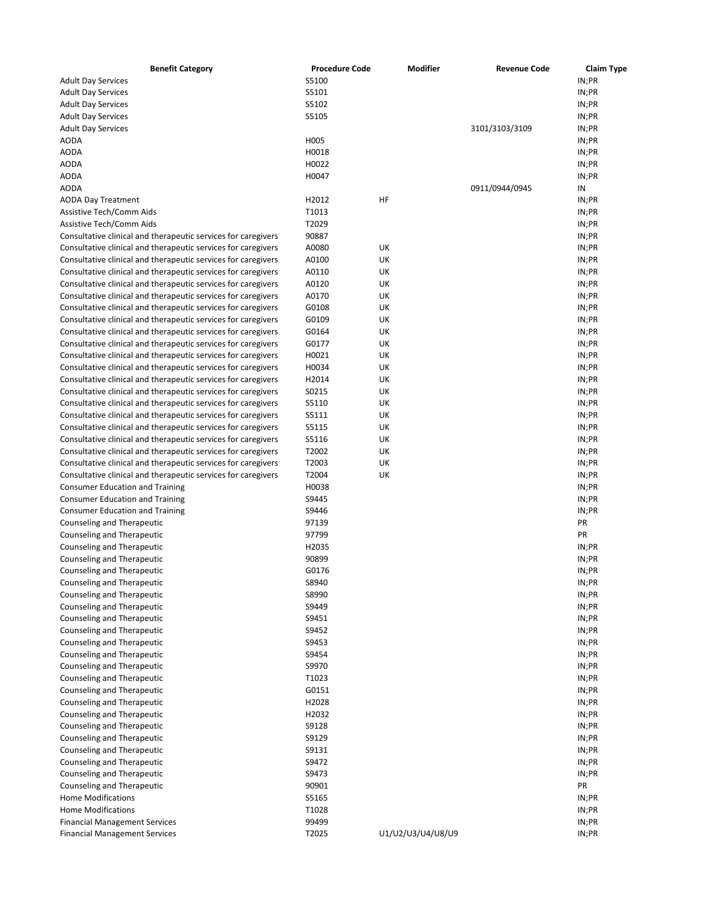| Benefit Category | Procedure Code | Modifier | Revenue Code | Claim Type |
|---|---|---|---|---|
| Adult Day Services | S5100 | | | IN;PR |
| Adult Day Services | S5101 | | | IN;PR |
| Adult Day Services | S5102 | | | IN;PR |
| Adult Day Services | S5105 | | | IN;PR |
| Adult Day Services | | | 3101/3103/3109 | IN;PR |
| AODA | H005 | | | IN;PR |
| AODA | H0018 | | | IN;PR |
| AODA | H0022 | | | IN;PR |
| AODA | H0047 | | | IN;PR |
| AODA | | | 0911/0944/0945 | IN |
| AODA Day Treatment | H2012 | HF | | IN;PR |
| Assistive Tech/Comm Aids | T1013 | | | IN;PR |
| Assistive Tech/Comm Aids | T2029 | | | IN;PR |
| Consultative clinical and therapeutic services for caregivers | 90887 | | | IN;PR |
| Consultative clinical and therapeutic services for caregivers | A0080 | UK | | IN;PR |
| Consultative clinical and therapeutic services for caregivers | A0100 | UK | | IN;PR |
| Consultative clinical and therapeutic services for caregivers | A0110 | UK | | IN;PR |
| Consultative clinical and therapeutic services for caregivers | A0120 | UK | | IN;PR |
| Consultative clinical and therapeutic services for caregivers | A0170 | UK | | IN;PR |
| Consultative clinical and therapeutic services for caregivers | G0108 | UK | | IN;PR |
| Consultative clinical and therapeutic services for caregivers | G0109 | UK | | IN;PR |
| Consultative clinical and therapeutic services for caregivers | G0164 | UK | | IN;PR |
| Consultative clinical and therapeutic services for caregivers | G0177 | UK | | IN;PR |
| Consultative clinical and therapeutic services for caregivers | H0021 | UK | | IN;PR |
| Consultative clinical and therapeutic services for caregivers | H0034 | UK | | IN;PR |
| Consultative clinical and therapeutic services for caregivers | H2014 | UK | | IN;PR |
| Consultative clinical and therapeutic services for caregivers | S0215 | UK | | IN;PR |
| Consultative clinical and therapeutic services for caregivers | S5110 | UK | | IN;PR |
| Consultative clinical and therapeutic services for caregivers | S5111 | UK | | IN;PR |
| Consultative clinical and therapeutic services for caregivers | S5115 | UK | | IN;PR |
| Consultative clinical and therapeutic services for caregivers | S5116 | UK | | IN;PR |
| Consultative clinical and therapeutic services for caregivers | T2002 | UK | | IN;PR |
| Consultative clinical and therapeutic services for caregivers | T2003 | UK | | IN;PR |
| Consultative clinical and therapeutic services for caregivers | T2004 | UK | | IN;PR |
| Consumer Education and Training | H0038 | | | IN;PR |
| Consumer Education and Training | S9445 | | | IN;PR |
| Consumer Education and Training | S9446 | | | IN;PR |
| Counseling and Therapeutic | 97139 | | | PR |
| Counseling and Therapeutic | 97799 | | | PR |
| Counseling and Therapeutic | H2035 | | | IN;PR |
| Counseling and Therapeutic | 90899 | | | IN;PR |
| Counseling and Therapeutic | G0176 | | | IN;PR |
| Counseling and Therapeutic | S8940 | | | IN;PR |
| Counseling and Therapeutic | S8990 | | | IN;PR |
| Counseling and Therapeutic | S9449 | | | IN;PR |
| Counseling and Therapeutic | S9451 | | | IN;PR |
| Counseling and Therapeutic | S9452 | | | IN;PR |
| Counseling and Therapeutic | S9453 | | | IN;PR |
| Counseling and Therapeutic | S9454 | | | IN;PR |
| Counseling and Therapeutic | S9970 | | | IN;PR |
| Counseling and Therapeutic | T1023 | | | IN;PR |
| Counseling and Therapeutic | G0151 | | | IN;PR |
| Counseling and Therapeutic | H2028 | | | IN;PR |
| Counseling and Therapeutic | H2032 | | | IN;PR |
| Counseling and Therapeutic | S9128 | | | IN;PR |
| Counseling and Therapeutic | S9129 | | | IN;PR |
| Counseling and Therapeutic | S9131 | | | IN;PR |
| Counseling and Therapeutic | S9472 | | | IN;PR |
| Counseling and Therapeutic | S9473 | | | IN;PR |
| Counseling and Therapeutic | 90901 | | | PR |
| Home Modifications | S5165 | | | IN;PR |
| Home Modifications | T1028 | | | IN;PR |
| Financial Management Services | 99499 | | | IN;PR |
| Financial Management Services | T2025 | U1/U2/U3/U4/U8/U9 | | IN;PR |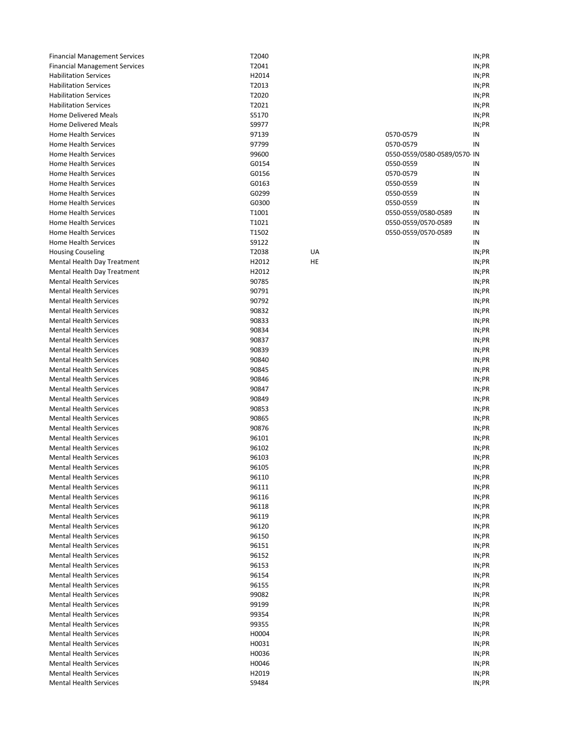| | | | | |
|---|---|---|---|---|
| Financial Management Services | T2040 | | | IN;PR |
| Financial Management Services | T2041 | | | IN;PR |
| Habilitation Services | H2014 | | | IN;PR |
| Habilitation Services | T2013 | | | IN;PR |
| Habilitation Services | T2020 | | | IN;PR |
| Habilitation Services | T2021 | | | IN;PR |
| Home Delivered Meals | S5170 | | | IN;PR |
| Home Delivered Meals | S9977 | | | IN;PR |
| Home Health Services | 97139 | | 0570-0579 | IN |
| Home Health Services | 97799 | | 0570-0579 | IN |
| Home Health Services | 99600 | | 0550-0559/0580-0589/0570- | IN |
| Home Health Services | G0154 | | 0550-0559 | IN |
| Home Health Services | G0156 | | 0570-0579 | IN |
| Home Health Services | G0163 | | 0550-0559 | IN |
| Home Health Services | G0299 | | 0550-0559 | IN |
| Home Health Services | G0300 | | 0550-0559 | IN |
| Home Health Services | T1001 | | 0550-0559/0580-0589 | IN |
| Home Health Services | T1021 | | 0550-0559/0570-0589 | IN |
| Home Health Services | T1502 | | 0550-0559/0570-0589 | IN |
| Home Health Services | S9122 | | | IN |
| Housing Couseling | T2038 | UA | | IN;PR |
| Mental Health Day Treatment | H2012 | HE | | IN;PR |
| Mental Health Day Treatment | H2012 | | | IN;PR |
| Mental Health Services | 90785 | | | IN;PR |
| Mental Health Services | 90791 | | | IN;PR |
| Mental Health Services | 90792 | | | IN;PR |
| Mental Health Services | 90832 | | | IN;PR |
| Mental Health Services | 90833 | | | IN;PR |
| Mental Health Services | 90834 | | | IN;PR |
| Mental Health Services | 90837 | | | IN;PR |
| Mental Health Services | 90839 | | | IN;PR |
| Mental Health Services | 90840 | | | IN;PR |
| Mental Health Services | 90845 | | | IN;PR |
| Mental Health Services | 90846 | | | IN;PR |
| Mental Health Services | 90847 | | | IN;PR |
| Mental Health Services | 90849 | | | IN;PR |
| Mental Health Services | 90853 | | | IN;PR |
| Mental Health Services | 90865 | | | IN;PR |
| Mental Health Services | 90876 | | | IN;PR |
| Mental Health Services | 96101 | | | IN;PR |
| Mental Health Services | 96102 | | | IN;PR |
| Mental Health Services | 96103 | | | IN;PR |
| Mental Health Services | 96105 | | | IN;PR |
| Mental Health Services | 96110 | | | IN;PR |
| Mental Health Services | 96111 | | | IN;PR |
| Mental Health Services | 96116 | | | IN;PR |
| Mental Health Services | 96118 | | | IN;PR |
| Mental Health Services | 96119 | | | IN;PR |
| Mental Health Services | 96120 | | | IN;PR |
| Mental Health Services | 96150 | | | IN;PR |
| Mental Health Services | 96151 | | | IN;PR |
| Mental Health Services | 96152 | | | IN;PR |
| Mental Health Services | 96153 | | | IN;PR |
| Mental Health Services | 96154 | | | IN;PR |
| Mental Health Services | 96155 | | | IN;PR |
| Mental Health Services | 99082 | | | IN;PR |
| Mental Health Services | 99199 | | | IN;PR |
| Mental Health Services | 99354 | | | IN;PR |
| Mental Health Services | 99355 | | | IN;PR |
| Mental Health Services | H0004 | | | IN;PR |
| Mental Health Services | H0031 | | | IN;PR |
| Mental Health Services | H0036 | | | IN;PR |
| Mental Health Services | H0046 | | | IN;PR |
| Mental Health Services | H2019 | | | IN;PR |
| Mental Health Services | S9484 | | | IN;PR |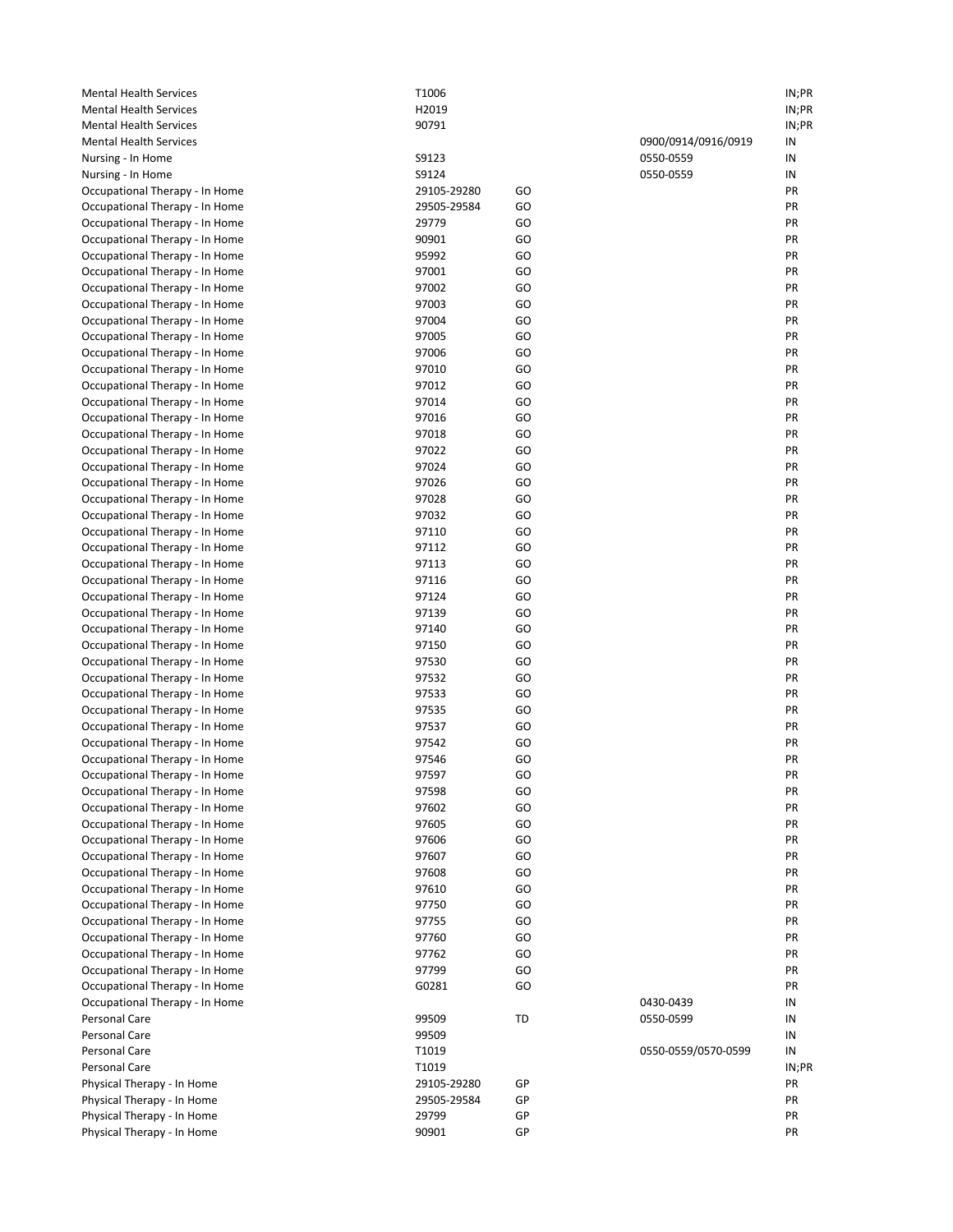| | | | | |
|---|---|---|---|---|
| Mental Health Services | T1006 | | | IN;PR |
| Mental Health Services | H2019 | | | IN;PR |
| Mental Health Services | 90791 | | | IN;PR |
| Mental Health Services | | | 0900/0914/0916/0919 | IN |
| Nursing - In Home | S9123 | | 0550-0559 | IN |
| Nursing - In Home | S9124 | | 0550-0559 | IN |
| Occupational Therapy - In Home | 29105-29280 | GO | | PR |
| Occupational Therapy - In Home | 29505-29584 | GO | | PR |
| Occupational Therapy - In Home | 29779 | GO | | PR |
| Occupational Therapy - In Home | 90901 | GO | | PR |
| Occupational Therapy - In Home | 95992 | GO | | PR |
| Occupational Therapy - In Home | 97001 | GO | | PR |
| Occupational Therapy - In Home | 97002 | GO | | PR |
| Occupational Therapy - In Home | 97003 | GO | | PR |
| Occupational Therapy - In Home | 97004 | GO | | PR |
| Occupational Therapy - In Home | 97005 | GO | | PR |
| Occupational Therapy - In Home | 97006 | GO | | PR |
| Occupational Therapy - In Home | 97010 | GO | | PR |
| Occupational Therapy - In Home | 97012 | GO | | PR |
| Occupational Therapy - In Home | 97014 | GO | | PR |
| Occupational Therapy - In Home | 97016 | GO | | PR |
| Occupational Therapy - In Home | 97018 | GO | | PR |
| Occupational Therapy - In Home | 97022 | GO | | PR |
| Occupational Therapy - In Home | 97024 | GO | | PR |
| Occupational Therapy - In Home | 97026 | GO | | PR |
| Occupational Therapy - In Home | 97028 | GO | | PR |
| Occupational Therapy - In Home | 97032 | GO | | PR |
| Occupational Therapy - In Home | 97110 | GO | | PR |
| Occupational Therapy - In Home | 97112 | GO | | PR |
| Occupational Therapy - In Home | 97113 | GO | | PR |
| Occupational Therapy - In Home | 97116 | GO | | PR |
| Occupational Therapy - In Home | 97124 | GO | | PR |
| Occupational Therapy - In Home | 97139 | GO | | PR |
| Occupational Therapy - In Home | 97140 | GO | | PR |
| Occupational Therapy - In Home | 97150 | GO | | PR |
| Occupational Therapy - In Home | 97530 | GO | | PR |
| Occupational Therapy - In Home | 97532 | GO | | PR |
| Occupational Therapy - In Home | 97533 | GO | | PR |
| Occupational Therapy - In Home | 97535 | GO | | PR |
| Occupational Therapy - In Home | 97537 | GO | | PR |
| Occupational Therapy - In Home | 97542 | GO | | PR |
| Occupational Therapy - In Home | 97546 | GO | | PR |
| Occupational Therapy - In Home | 97597 | GO | | PR |
| Occupational Therapy - In Home | 97598 | GO | | PR |
| Occupational Therapy - In Home | 97602 | GO | | PR |
| Occupational Therapy - In Home | 97605 | GO | | PR |
| Occupational Therapy - In Home | 97606 | GO | | PR |
| Occupational Therapy - In Home | 97607 | GO | | PR |
| Occupational Therapy - In Home | 97608 | GO | | PR |
| Occupational Therapy - In Home | 97610 | GO | | PR |
| Occupational Therapy - In Home | 97750 | GO | | PR |
| Occupational Therapy - In Home | 97755 | GO | | PR |
| Occupational Therapy - In Home | 97760 | GO | | PR |
| Occupational Therapy - In Home | 97762 | GO | | PR |
| Occupational Therapy - In Home | 97799 | GO | | PR |
| Occupational Therapy - In Home | G0281 | GO | | PR |
| Occupational Therapy - In Home | | | 0430-0439 | IN |
| Personal Care | 99509 | TD | 0550-0599 | IN |
| Personal Care | 99509 | | | IN |
| Personal Care | T1019 | | 0550-0559/0570-0599 | IN |
| Personal Care | T1019 | | | IN;PR |
| Physical Therapy - In Home | 29105-29280 | GP | | PR |
| Physical Therapy - In Home | 29505-29584 | GP | | PR |
| Physical Therapy - In Home | 29799 | GP | | PR |
| Physical Therapy - In Home | 90901 | GP | | PR |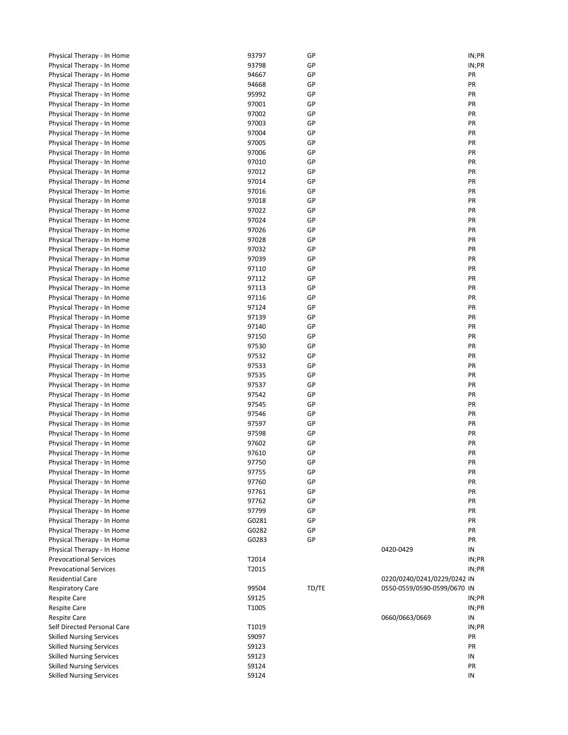| | | | | |
|---|---|---|---|---|
| Physical Therapy - In Home | 93797 | GP | | IN;PR |
| Physical Therapy - In Home | 93798 | GP | | IN;PR |
| Physical Therapy - In Home | 94667 | GP | | PR |
| Physical Therapy - In Home | 94668 | GP | | PR |
| Physical Therapy - In Home | 95992 | GP | | PR |
| Physical Therapy - In Home | 97001 | GP | | PR |
| Physical Therapy - In Home | 97002 | GP | | PR |
| Physical Therapy - In Home | 97003 | GP | | PR |
| Physical Therapy - In Home | 97004 | GP | | PR |
| Physical Therapy - In Home | 97005 | GP | | PR |
| Physical Therapy - In Home | 97006 | GP | | PR |
| Physical Therapy - In Home | 97010 | GP | | PR |
| Physical Therapy - In Home | 97012 | GP | | PR |
| Physical Therapy - In Home | 97014 | GP | | PR |
| Physical Therapy - In Home | 97016 | GP | | PR |
| Physical Therapy - In Home | 97018 | GP | | PR |
| Physical Therapy - In Home | 97022 | GP | | PR |
| Physical Therapy - In Home | 97024 | GP | | PR |
| Physical Therapy - In Home | 97026 | GP | | PR |
| Physical Therapy - In Home | 97028 | GP | | PR |
| Physical Therapy - In Home | 97032 | GP | | PR |
| Physical Therapy - In Home | 97039 | GP | | PR |
| Physical Therapy - In Home | 97110 | GP | | PR |
| Physical Therapy - In Home | 97112 | GP | | PR |
| Physical Therapy - In Home | 97113 | GP | | PR |
| Physical Therapy - In Home | 97116 | GP | | PR |
| Physical Therapy - In Home | 97124 | GP | | PR |
| Physical Therapy - In Home | 97139 | GP | | PR |
| Physical Therapy - In Home | 97140 | GP | | PR |
| Physical Therapy - In Home | 97150 | GP | | PR |
| Physical Therapy - In Home | 97530 | GP | | PR |
| Physical Therapy - In Home | 97532 | GP | | PR |
| Physical Therapy - In Home | 97533 | GP | | PR |
| Physical Therapy - In Home | 97535 | GP | | PR |
| Physical Therapy - In Home | 97537 | GP | | PR |
| Physical Therapy - In Home | 97542 | GP | | PR |
| Physical Therapy - In Home | 97545 | GP | | PR |
| Physical Therapy - In Home | 97546 | GP | | PR |
| Physical Therapy - In Home | 97597 | GP | | PR |
| Physical Therapy - In Home | 97598 | GP | | PR |
| Physical Therapy - In Home | 97602 | GP | | PR |
| Physical Therapy - In Home | 97610 | GP | | PR |
| Physical Therapy - In Home | 97750 | GP | | PR |
| Physical Therapy - In Home | 97755 | GP | | PR |
| Physical Therapy - In Home | 97760 | GP | | PR |
| Physical Therapy - In Home | 97761 | GP | | PR |
| Physical Therapy - In Home | 97762 | GP | | PR |
| Physical Therapy - In Home | 97799 | GP | | PR |
| Physical Therapy - In Home | G0281 | GP | | PR |
| Physical Therapy - In Home | G0282 | GP | | PR |
| Physical Therapy - In Home | G0283 | GP | | PR |
| Physical Therapy - In Home | | | 0420-0429 | IN |
| Prevocational Services | T2014 | | | IN;PR |
| Prevocational Services | T2015 | | | IN;PR |
| Residential Care | | | 0220/0240/0241/0229/0242 | IN |
| Respiratory Care | 99504 | TD/TE | 0550-0559/0590-0599/0670 | IN |
| Respite Care | S9125 | | | IN;PR |
| Respite Care | T1005 | | | IN;PR |
| Respite Care | | | 0660/0663/0669 | IN |
| Self Directed Personal Care | T1019 | | | IN;PR |
| Skilled Nursing Services | S9097 | | | PR |
| Skilled Nursing Services | S9123 | | | PR |
| Skilled Nursing Services | S9123 | | | IN |
| Skilled Nursing Services | S9124 | | | PR |
| Skilled Nursing Services | S9124 | | | IN |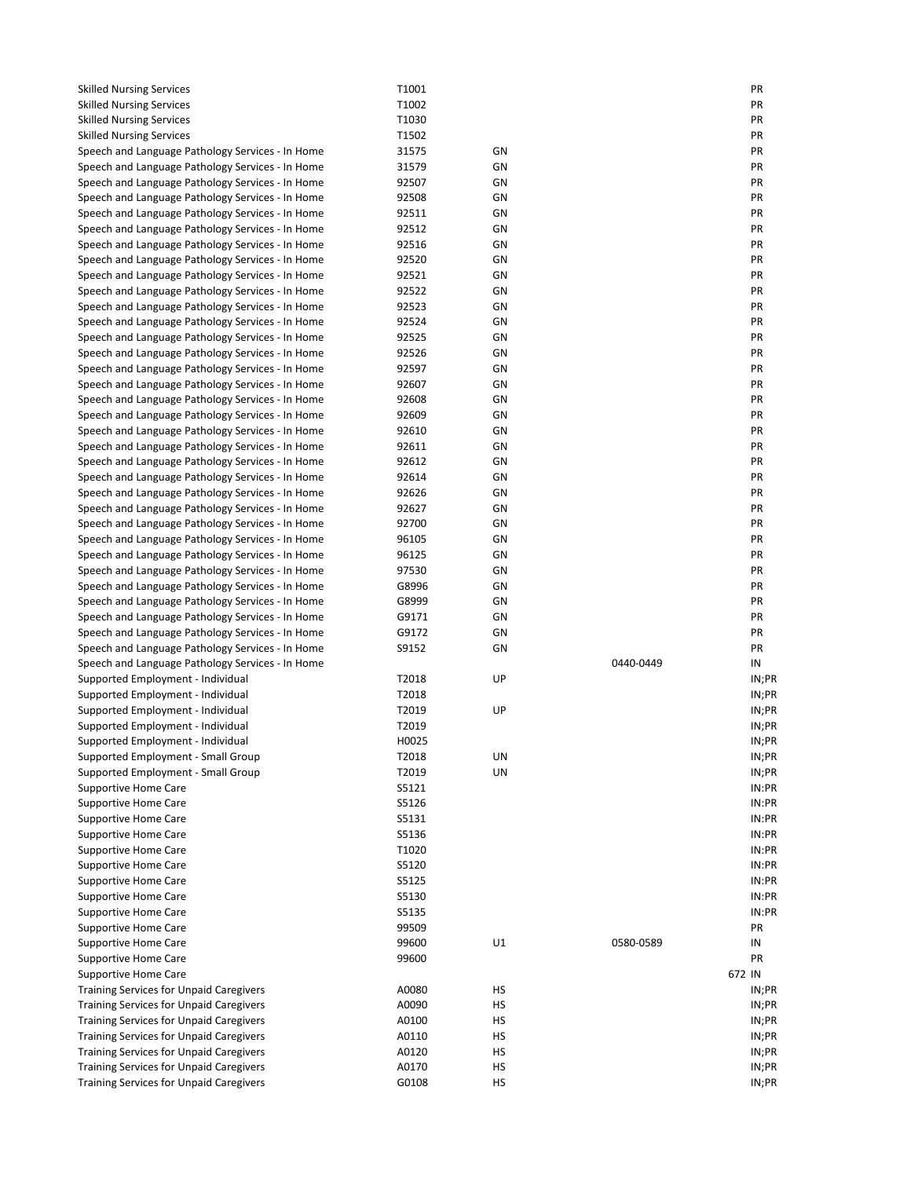| | | | | |
|---|---|---|---|---|
| Skilled Nursing Services | T1001 | | | PR |
| Skilled Nursing Services | T1002 | | | PR |
| Skilled Nursing Services | T1030 | | | PR |
| Skilled Nursing Services | T1502 | | | PR |
| Speech and Language Pathology Services - In Home | 31575 | GN | | PR |
| Speech and Language Pathology Services - In Home | 31579 | GN | | PR |
| Speech and Language Pathology Services - In Home | 92507 | GN | | PR |
| Speech and Language Pathology Services - In Home | 92508 | GN | | PR |
| Speech and Language Pathology Services - In Home | 92511 | GN | | PR |
| Speech and Language Pathology Services - In Home | 92512 | GN | | PR |
| Speech and Language Pathology Services - In Home | 92516 | GN | | PR |
| Speech and Language Pathology Services - In Home | 92520 | GN | | PR |
| Speech and Language Pathology Services - In Home | 92521 | GN | | PR |
| Speech and Language Pathology Services - In Home | 92522 | GN | | PR |
| Speech and Language Pathology Services - In Home | 92523 | GN | | PR |
| Speech and Language Pathology Services - In Home | 92524 | GN | | PR |
| Speech and Language Pathology Services - In Home | 92525 | GN | | PR |
| Speech and Language Pathology Services - In Home | 92526 | GN | | PR |
| Speech and Language Pathology Services - In Home | 92597 | GN | | PR |
| Speech and Language Pathology Services - In Home | 92607 | GN | | PR |
| Speech and Language Pathology Services - In Home | 92608 | GN | | PR |
| Speech and Language Pathology Services - In Home | 92609 | GN | | PR |
| Speech and Language Pathology Services - In Home | 92610 | GN | | PR |
| Speech and Language Pathology Services - In Home | 92611 | GN | | PR |
| Speech and Language Pathology Services - In Home | 92612 | GN | | PR |
| Speech and Language Pathology Services - In Home | 92614 | GN | | PR |
| Speech and Language Pathology Services - In Home | 92626 | GN | | PR |
| Speech and Language Pathology Services - In Home | 92627 | GN | | PR |
| Speech and Language Pathology Services - In Home | 92700 | GN | | PR |
| Speech and Language Pathology Services - In Home | 96105 | GN | | PR |
| Speech and Language Pathology Services - In Home | 96125 | GN | | PR |
| Speech and Language Pathology Services - In Home | 97530 | GN | | PR |
| Speech and Language Pathology Services - In Home | G8996 | GN | | PR |
| Speech and Language Pathology Services - In Home | G8999 | GN | | PR |
| Speech and Language Pathology Services - In Home | G9171 | GN | | PR |
| Speech and Language Pathology Services - In Home | G9172 | GN | | PR |
| Speech and Language Pathology Services - In Home | S9152 | GN | | PR |
| Speech and Language Pathology Services - In Home | | | 0440-0449 | IN |
| Supported Employment - Individual | T2018 | UP | | IN;PR |
| Supported Employment - Individual | T2018 | | | IN;PR |
| Supported Employment - Individual | T2019 | UP | | IN;PR |
| Supported Employment - Individual | T2019 | | | IN;PR |
| Supported Employment - Individual | H0025 | | | IN;PR |
| Supported Employment - Small Group | T2018 | UN | | IN;PR |
| Supported Employment - Small Group | T2019 | UN | | IN;PR |
| Supportive Home Care | S5121 | | | IN:PR |
| Supportive Home Care | S5126 | | | IN:PR |
| Supportive Home Care | S5131 | | | IN:PR |
| Supportive Home Care | S5136 | | | IN:PR |
| Supportive Home Care | T1020 | | | IN:PR |
| Supportive Home Care | S5120 | | | IN:PR |
| Supportive Home Care | S5125 | | | IN:PR |
| Supportive Home Care | S5130 | | | IN:PR |
| Supportive Home Care | S5135 | | | IN:PR |
| Supportive Home Care | 99509 | | | PR |
| Supportive Home Care | 99600 | U1 | 0580-0589 | IN |
| Supportive Home Care | 99600 | | | PR |
| Supportive Home Care | | | 672 | IN |
| Training Services for Unpaid Caregivers | A0080 | HS | | IN;PR |
| Training Services for Unpaid Caregivers | A0090 | HS | | IN;PR |
| Training Services for Unpaid Caregivers | A0100 | HS | | IN;PR |
| Training Services for Unpaid Caregivers | A0110 | HS | | IN;PR |
| Training Services for Unpaid Caregivers | A0120 | HS | | IN;PR |
| Training Services for Unpaid Caregivers | A0170 | HS | | IN;PR |
| Training Services for Unpaid Caregivers | G0108 | HS | | IN;PR |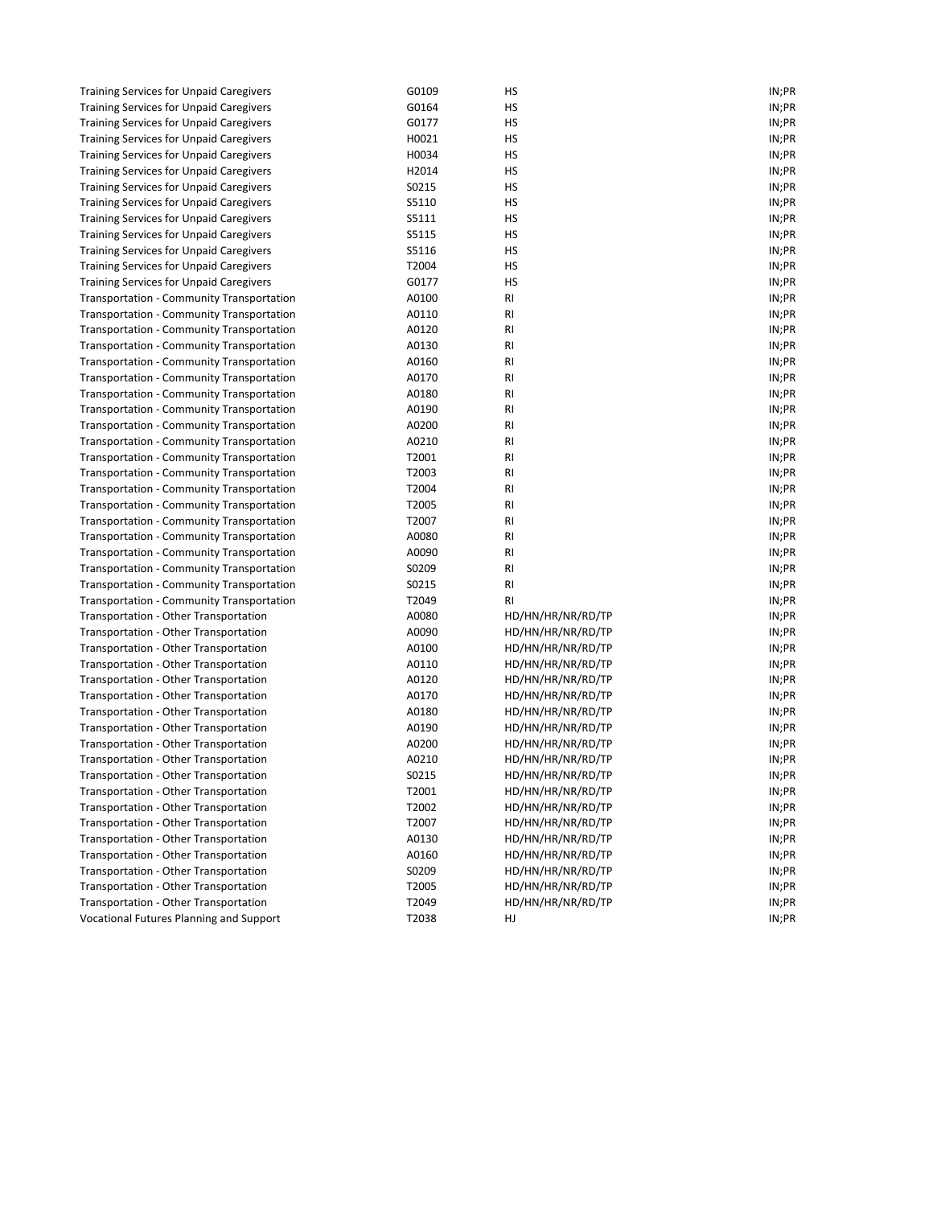| | | | |
|---|---|---|---|
| Training Services for Unpaid Caregivers | G0109 | HS | IN;PR |
| Training Services for Unpaid Caregivers | G0164 | HS | IN;PR |
| Training Services for Unpaid Caregivers | G0177 | HS | IN;PR |
| Training Services for Unpaid Caregivers | H0021 | HS | IN;PR |
| Training Services for Unpaid Caregivers | H0034 | HS | IN;PR |
| Training Services for Unpaid Caregivers | H2014 | HS | IN;PR |
| Training Services for Unpaid Caregivers | S0215 | HS | IN;PR |
| Training Services for Unpaid Caregivers | S5110 | HS | IN;PR |
| Training Services for Unpaid Caregivers | S5111 | HS | IN;PR |
| Training Services for Unpaid Caregivers | S5115 | HS | IN;PR |
| Training Services for Unpaid Caregivers | S5116 | HS | IN;PR |
| Training Services for Unpaid Caregivers | T2004 | HS | IN;PR |
| Training Services for Unpaid Caregivers | G0177 | HS | IN;PR |
| Transportation - Community Transportation | A0100 | RI | IN;PR |
| Transportation - Community Transportation | A0110 | RI | IN;PR |
| Transportation - Community Transportation | A0120 | RI | IN;PR |
| Transportation - Community Transportation | A0130 | RI | IN;PR |
| Transportation - Community Transportation | A0160 | RI | IN;PR |
| Transportation - Community Transportation | A0170 | RI | IN;PR |
| Transportation - Community Transportation | A0180 | RI | IN;PR |
| Transportation - Community Transportation | A0190 | RI | IN;PR |
| Transportation - Community Transportation | A0200 | RI | IN;PR |
| Transportation - Community Transportation | A0210 | RI | IN;PR |
| Transportation - Community Transportation | T2001 | RI | IN;PR |
| Transportation - Community Transportation | T2003 | RI | IN;PR |
| Transportation - Community Transportation | T2004 | RI | IN;PR |
| Transportation - Community Transportation | T2005 | RI | IN;PR |
| Transportation - Community Transportation | T2007 | RI | IN;PR |
| Transportation - Community Transportation | A0080 | RI | IN;PR |
| Transportation - Community Transportation | A0090 | RI | IN;PR |
| Transportation - Community Transportation | S0209 | RI | IN;PR |
| Transportation - Community Transportation | S0215 | RI | IN;PR |
| Transportation - Community Transportation | T2049 | RI | IN;PR |
| Transportation - Other Transportation | A0080 | HD/HN/HR/NR/RD/TP | IN;PR |
| Transportation - Other Transportation | A0090 | HD/HN/HR/NR/RD/TP | IN;PR |
| Transportation - Other Transportation | A0100 | HD/HN/HR/NR/RD/TP | IN;PR |
| Transportation - Other Transportation | A0110 | HD/HN/HR/NR/RD/TP | IN;PR |
| Transportation - Other Transportation | A0120 | HD/HN/HR/NR/RD/TP | IN;PR |
| Transportation - Other Transportation | A0170 | HD/HN/HR/NR/RD/TP | IN;PR |
| Transportation - Other Transportation | A0180 | HD/HN/HR/NR/RD/TP | IN;PR |
| Transportation - Other Transportation | A0190 | HD/HN/HR/NR/RD/TP | IN;PR |
| Transportation - Other Transportation | A0200 | HD/HN/HR/NR/RD/TP | IN;PR |
| Transportation - Other Transportation | A0210 | HD/HN/HR/NR/RD/TP | IN;PR |
| Transportation - Other Transportation | S0215 | HD/HN/HR/NR/RD/TP | IN;PR |
| Transportation - Other Transportation | T2001 | HD/HN/HR/NR/RD/TP | IN;PR |
| Transportation - Other Transportation | T2002 | HD/HN/HR/NR/RD/TP | IN;PR |
| Transportation - Other Transportation | T2007 | HD/HN/HR/NR/RD/TP | IN;PR |
| Transportation - Other Transportation | A0130 | HD/HN/HR/NR/RD/TP | IN;PR |
| Transportation - Other Transportation | A0160 | HD/HN/HR/NR/RD/TP | IN;PR |
| Transportation - Other Transportation | S0209 | HD/HN/HR/NR/RD/TP | IN;PR |
| Transportation - Other Transportation | T2005 | HD/HN/HR/NR/RD/TP | IN;PR |
| Transportation - Other Transportation | T2049 | HD/HN/HR/NR/RD/TP | IN;PR |
| Vocational Futures Planning and Support | T2038 | HJ | IN;PR |